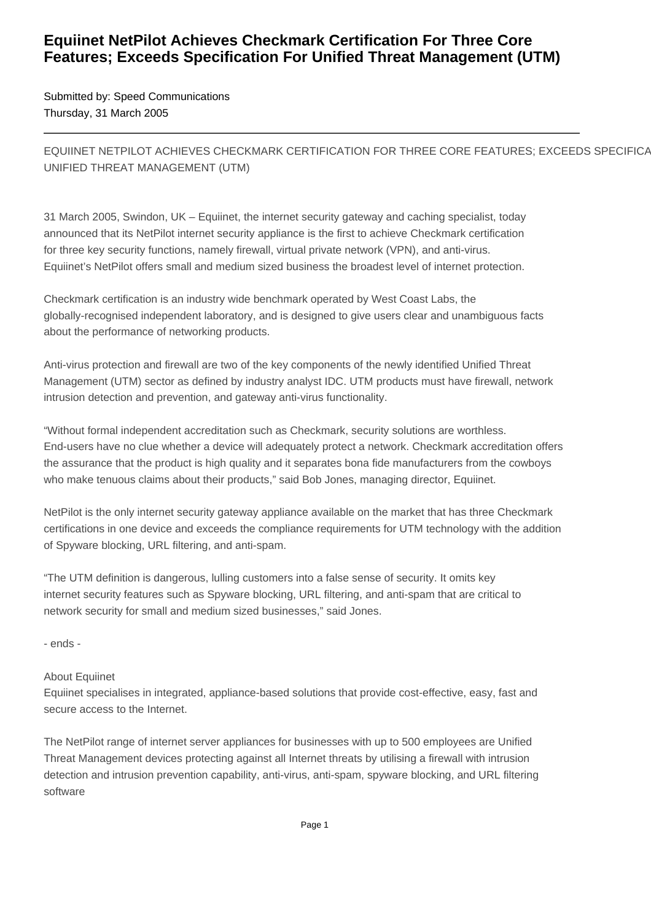# Equiinet NetPilot Achieves Checkmark Certification For Three Core Features; Exceeds Specification For Unified Threat Management (UTM)

Submitted by: Speed Communications
Thursday, 31 March 2005

---

EQUIINET NETPILOT ACHIEVES CHECKMARK CERTIFICATION FOR THREE CORE FEATURES; EXCEEDS SPECIFICA UNIFIED THREAT MANAGEMENT (UTM)

31 March 2005, Swindon, UK – Equiinet, the internet security gateway and caching specialist, today announced that its NetPilot internet security appliance is the first to achieve Checkmark certification for three key security functions, namely firewall, virtual private network (VPN), and anti-virus. Equiinet's NetPilot offers small and medium sized business the broadest level of internet protection.

Checkmark certification is an industry wide benchmark operated by West Coast Labs, the globally-recognised independent laboratory, and is designed to give users clear and unambiguous facts about the performance of networking products.

Anti-virus protection and firewall are two of the key components of the newly identified Unified Threat Management (UTM) sector as defined by industry analyst IDC. UTM products must have firewall, network intrusion detection and prevention, and gateway anti-virus functionality.

"Without formal independent accreditation such as Checkmark, security solutions are worthless. End-users have no clue whether a device will adequately protect a network. Checkmark accreditation offers the assurance that the product is high quality and it separates bona fide manufacturers from the cowboys who make tenuous claims about their products," said Bob Jones, managing director, Equiinet.

NetPilot is the only internet security gateway appliance available on the market that has three Checkmark certifications in one device and exceeds the compliance requirements for UTM technology with the addition of Spyware blocking, URL filtering, and anti-spam.

"The UTM definition is dangerous, lulling customers into a false sense of security. It omits key internet security features such as Spyware blocking, URL filtering, and anti-spam that are critical to network security for small and medium sized businesses," said Jones.

- ends -

About Equiinet
Equiinet specialises in integrated, appliance-based solutions that provide cost-effective, easy, fast and secure access to the Internet.

The NetPilot range of internet server appliances for businesses with up to 500 employees are Unified Threat Management devices protecting against all Internet threats by utilising a firewall with intrusion detection and intrusion prevention capability, anti-virus, anti-spam, spyware blocking, and URL filtering software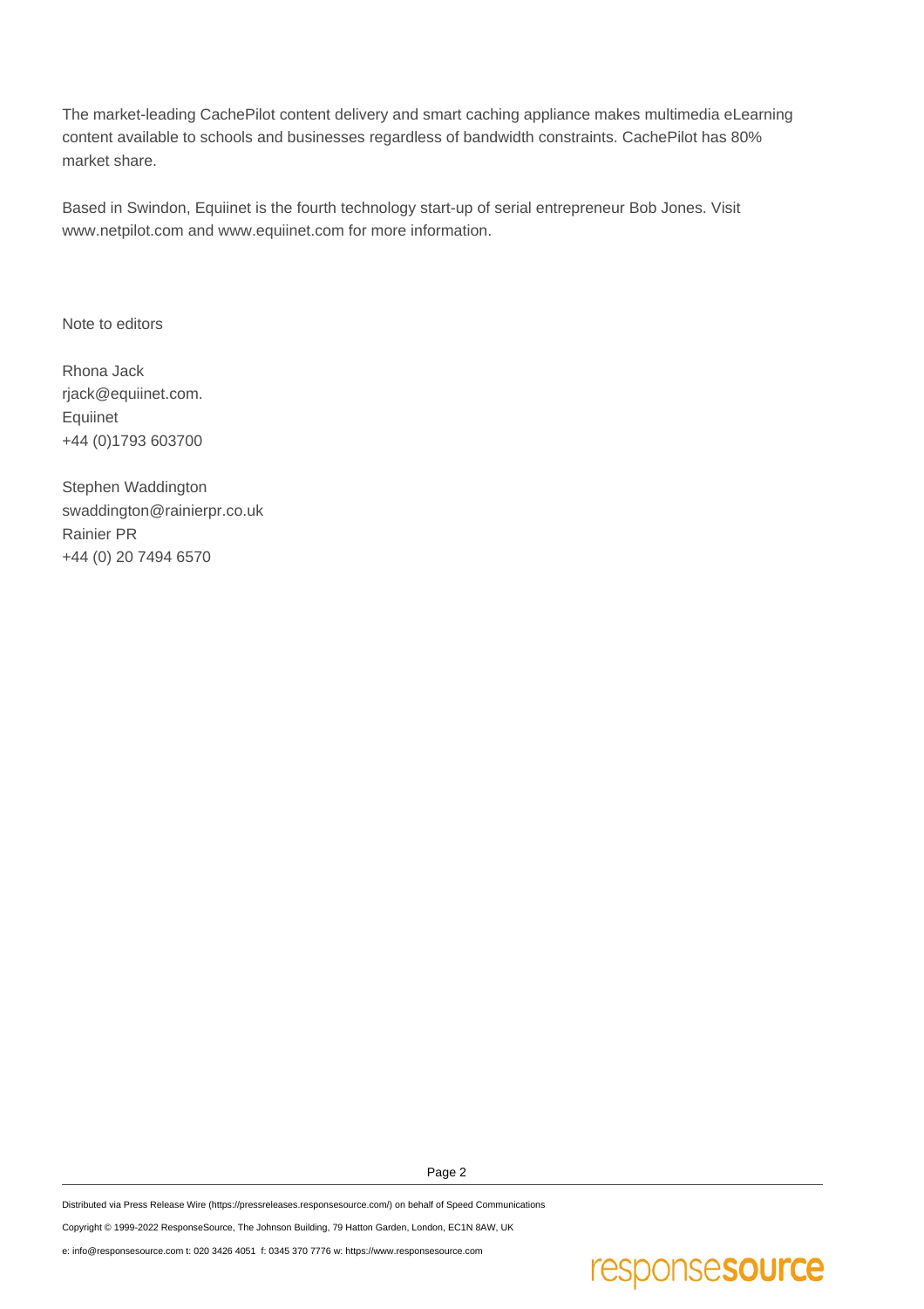The market-leading CachePilot content delivery and smart caching appliance makes multimedia eLearning content available to schools and businesses regardless of bandwidth constraints. CachePilot has 80% market share.

Based in Swindon, Equiinet is the fourth technology start-up of serial entrepreneur Bob Jones. Visit www.netpilot.com and www.equiinet.com for more information.

Note to editors

Rhona Jack
rjack@equiinet.com.
Equiinet
+44 (0)1793 603700

Stephen Waddington
swaddington@rainierpr.co.uk
Rainier PR
+44 (0) 20 7494 6570